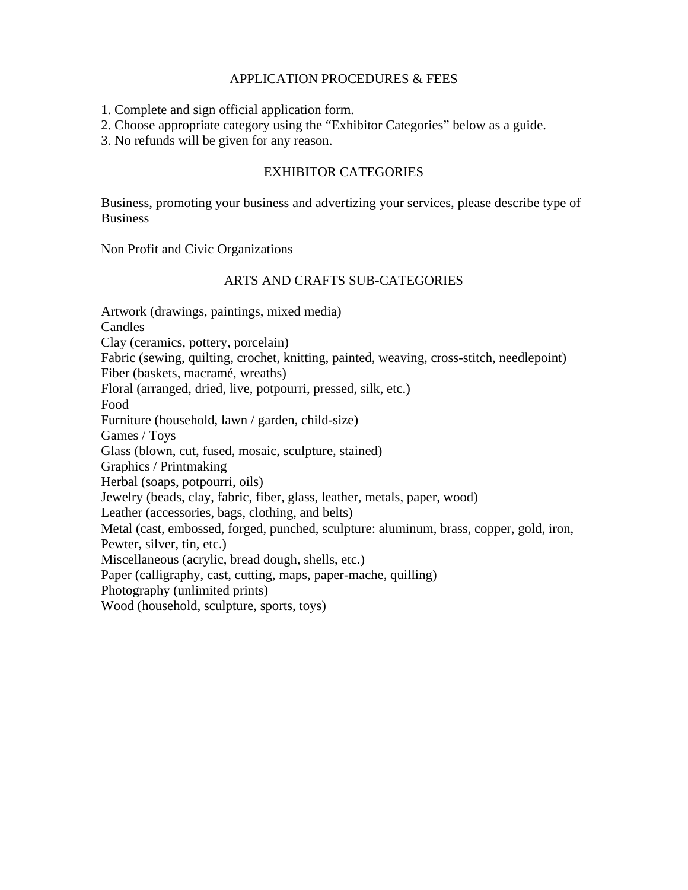## APPLICATION PROCEDURES & FEES

1. Complete and sign official application form.
2. Choose appropriate category using the “Exhibitor Categories” below as a guide.
3. No refunds will be given for any reason.

## EXHIBITOR CATEGORIES

Business, promoting your business and advertizing your services, please describe type of Business

Non Profit and Civic Organizations

## ARTS AND CRAFTS SUB-CATEGORIES

Artwork (drawings, paintings, mixed media)
Candles
Clay (ceramics, pottery, porcelain)
Fabric (sewing, quilting, crochet, knitting, painted, weaving, cross-stitch, needlepoint)
Fiber (baskets, macramé, wreaths)
Floral (arranged, dried, live, potpourri, pressed, silk, etc.)
Food
Furniture (household, lawn / garden, child-size)
Games / Toys
Glass (blown, cut, fused, mosaic, sculpture, stained)
Graphics / Printmaking
Herbal (soaps, potpourri, oils)
Jewelry (beads, clay, fabric, fiber, glass, leather, metals, paper, wood)
Leather (accessories, bags, clothing, and belts)
Metal (cast, embossed, forged, punched, sculpture: aluminum, brass, copper, gold, iron, Pewter, silver, tin, etc.)
Miscellaneous (acrylic, bread dough, shells, etc.)
Paper (calligraphy, cast, cutting, maps, paper-mache, quilling)
Photography (unlimited prints)
Wood (household, sculpture, sports, toys)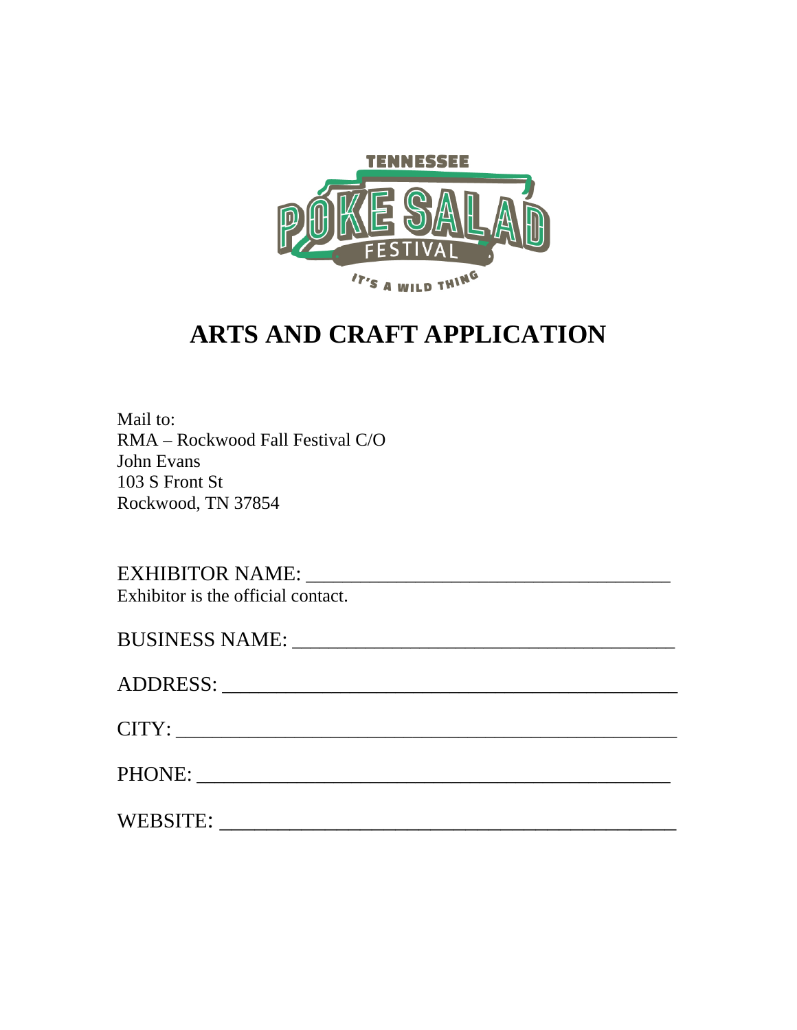# ARTS AND CRAFT APPLICATION

Mail to:
RMA – Rockwood Fall Festival C/O
John Evans
103 S Front St
Rockwood, TN 37854

EXHIBITOR NAME: ____________________________________

Exhibitor is the official contact.

BUSINESS NAME: ______________________________________

ADDRESS: _____________________________________________

CITY: ________________________________________________

PHONE: ______________________________________________

WEBSITE: _____________________________________________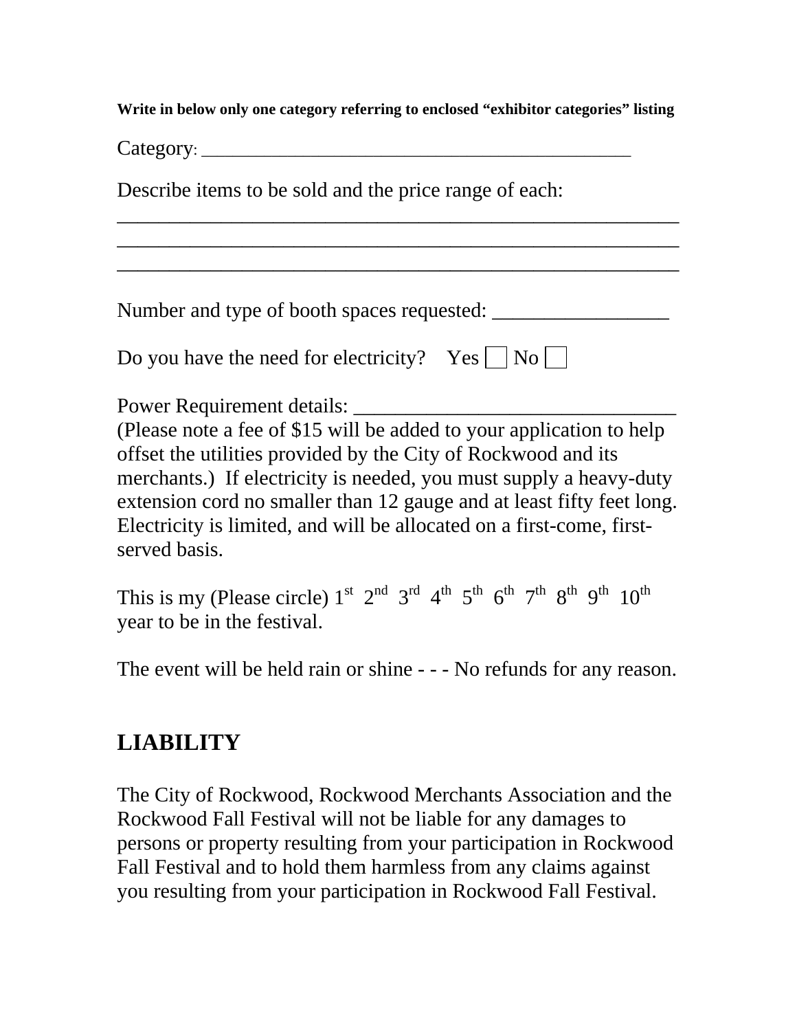**Write in below only one category referring to enclosed "exhibitor categories" listing**

Category: ____________________________________________

Describe items to be sold and the price range of each:
__________________________________________________________
__________________________________________________________
__________________________________________________________

Number and type of booth spaces requested: _________________

Do you have the need for electricity? Yes ☐ No ☐

Power Requirement details: _______________________________
(Please note a fee of $15 will be added to your application to help offset the utilities provided by the City of Rockwood and its merchants.) If electricity is needed, you must supply a heavy-duty extension cord no smaller than 12 gauge and at least fifty feet long. Electricity is limited, and will be allocated on a first-come, first-served basis.

This is my (Please circle) 1st 2nd 3rd 4th 5th 6th 7th 8th 9th 10th year to be in the festival.

The event will be held rain or shine - - - No refunds for any reason.

## LIABILITY

The City of Rockwood, Rockwood Merchants Association and the Rockwood Fall Festival will not be liable for any damages to persons or property resulting from your participation in Rockwood Fall Festival and to hold them harmless from any claims against you resulting from your participation in Rockwood Fall Festival.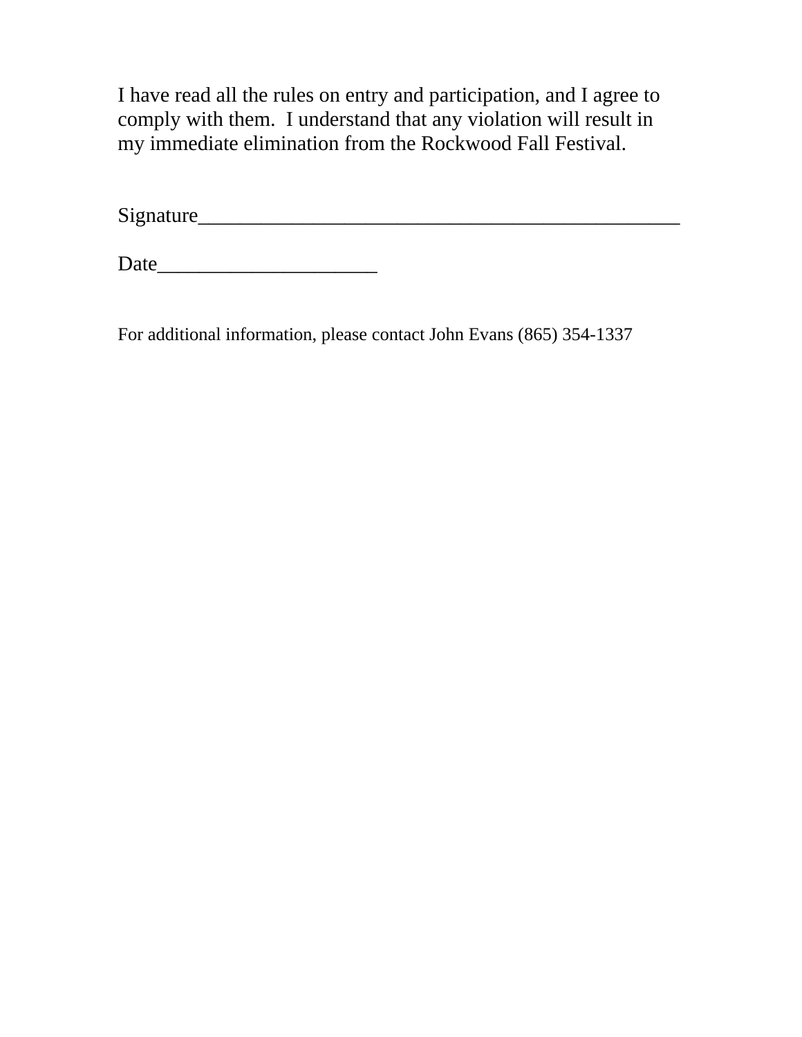I have read all the rules on entry and participation, and I agree to comply with them. I understand that any violation will result in my immediate elimination from the Rockwood Fall Festival.

Signature_______________________________________________

Date_____________________

For additional information, please contact John Evans (865) 354-1337